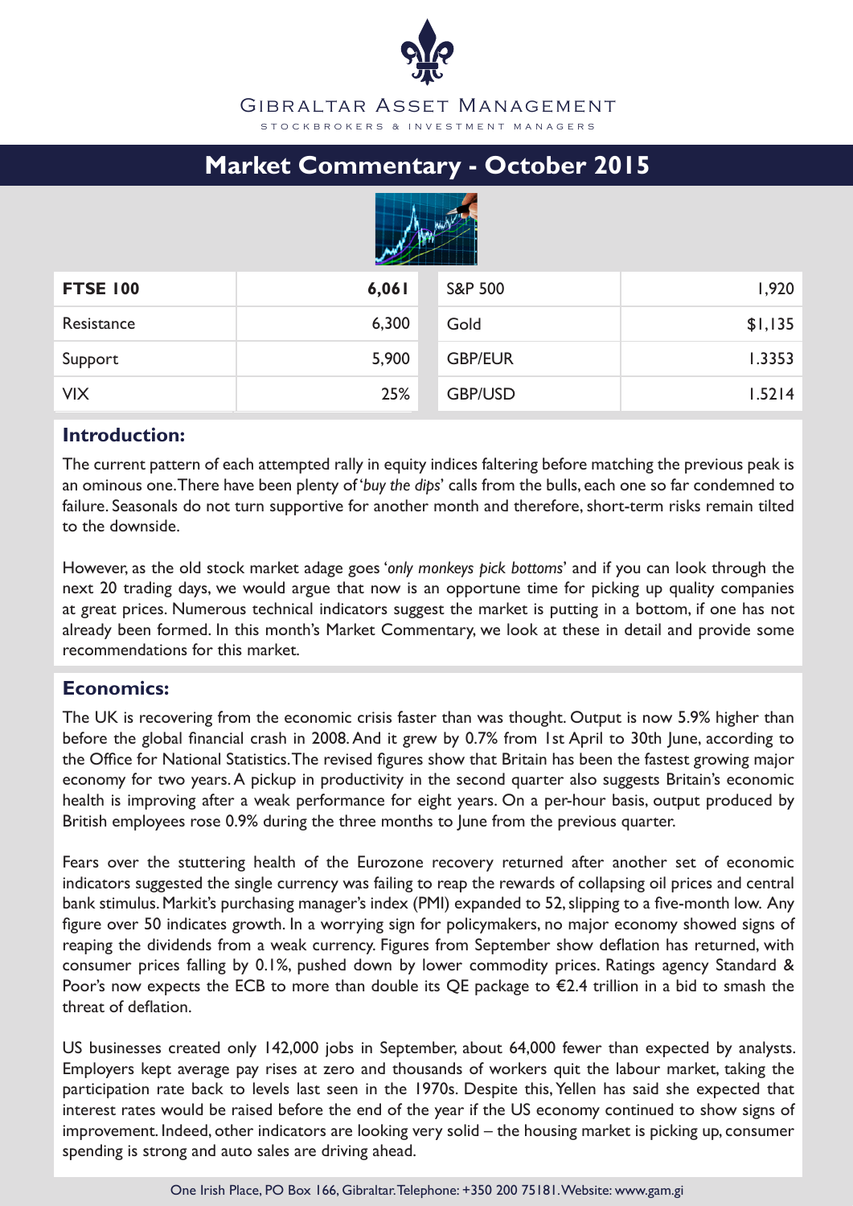# Gibraltar Asset Management

STOCKBROKERS & INVESTMENT MANAGERS

## Market Commentary - October 2015

| **FTSE 100** | **6,061** | S&P 500 | 1,920 |
|---|---|---|---|
| Resistance | 6,300 | Gold | $1,135 |
| Support | 5,900 | GBP/EUR | 1.3353 |
| VIX | 25% | GBP/USD | 1.5214 |

### Introduction:

The current pattern of each attempted rally in equity indices faltering before matching the previous peak is an ominous one. There have been plenty of '*buy the dips*' calls from the bulls, each one so far condemned to failure. Seasonals do not turn supportive for another month and therefore, short-term risks remain tilted to the downside.

However, as the old stock market adage goes '*only monkeys pick bottoms*' and if you can look through the next 20 trading days, we would argue that now is an opportune time for picking up quality companies at great prices. Numerous technical indicators suggest the market is putting in a bottom, if one has not already been formed. In this month's Market Commentary, we look at these in detail and provide some recommendations for this market.

### Economics:

The UK is recovering from the economic crisis faster than was thought. Output is now 5.9% higher than before the global financial crash in 2008. And it grew by 0.7% from 1st April to 30th June, according to the Office for National Statistics. The revised figures show that Britain has been the fastest growing major economy for two years. A pickup in productivity in the second quarter also suggests Britain's economic health is improving after a weak performance for eight years. On a per-hour basis, output produced by British employees rose 0.9% during the three months to June from the previous quarter.

Fears over the stuttering health of the Eurozone recovery returned after another set of economic indicators suggested the single currency was failing to reap the rewards of collapsing oil prices and central bank stimulus. Markit's purchasing manager's index (PMI) expanded to 52, slipping to a five-month low. Any figure over 50 indicates growth. In a worrying sign for policymakers, no major economy showed signs of reaping the dividends from a weak currency. Figures from September show deflation has returned, with consumer prices falling by 0.1%, pushed down by lower commodity prices. Ratings agency Standard & Poor's now expects the ECB to more than double its QE package to €2.4 trillion in a bid to smash the threat of deflation.

US businesses created only 142,000 jobs in September, about 64,000 fewer than expected by analysts. Employers kept average pay rises at zero and thousands of workers quit the labour market, taking the participation rate back to levels last seen in the 1970s. Despite this, Yellen has said she expected that interest rates would be raised before the end of the year if the US economy continued to show signs of improvement. Indeed, other indicators are looking very solid – the housing market is picking up, consumer spending is strong and auto sales are driving ahead.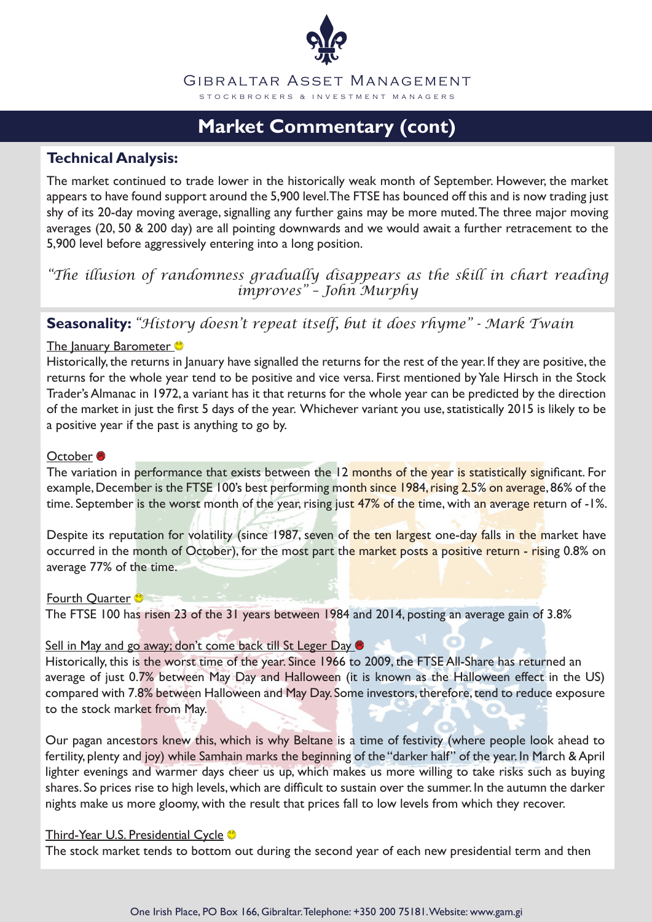## Market Commentary (cont)

### Technical Analysis:

The market continued to trade lower in the historically weak month of September. However, the market appears to have found support around the 5,900 level. The FTSE has bounced off this and is now trading just shy of its 20-day moving average, signalling any further gains may be more muted. The three major moving averages (20, 50 & 200 day) are all pointing downwards and we would await a further retracement to the 5,900 level before aggressively entering into a long position.

*"The illusion of randomness gradually disappears as the skill in chart reading improves" – John Murphy*

### Seasonality: *"History doesn't repeat itself, but it does rhyme" - Mark Twain*

The January Barometer 😊

Historically, the returns in January have signalled the returns for the rest of the year. If they are positive, the returns for the whole year tend to be positive and vice versa. First mentioned by Yale Hirsch in the Stock Trader's Almanac in 1972, a variant has it that returns for the whole year can be predicted by the direction of the market in just the first 5 days of the year. Whichever variant you use, statistically 2015 is likely to be a positive year if the past is anything to go by.

October ☹

The variation in performance that exists between the 12 months of the year is statistically significant. For example, December is the FTSE 100's best performing month since 1984, rising 2.5% on average, 86% of the time. September is the worst month of the year, rising just 47% of the time, with an average return of -1%.

Despite its reputation for volatility (since 1987, seven of the ten largest one-day falls in the market have occurred in the month of October), for the most part the market posts a positive return - rising 0.8% on average 77% of the time.

Fourth Quarter 😊

The FTSE 100 has risen 23 of the 31 years between 1984 and 2014, posting an average gain of 3.8%

Sell in May and go away; don't come back till St Leger Day ☹

Historically, this is the worst time of the year. Since 1966 to 2009, the FTSE All-Share has returned an average of just 0.7% between May Day and Halloween (it is known as the Halloween effect in the US) compared with 7.8% between Halloween and May Day. Some investors, therefore, tend to reduce exposure to the stock market from May.

Our pagan ancestors knew this, which is why Beltane is a time of festivity (where people look ahead to fertility, plenty and joy) while Samhain marks the beginning of the "darker half" of the year. In March & April lighter evenings and warmer days cheer us up, which makes us more willing to take risks such as buying shares. So prices rise to high levels, which are difficult to sustain over the summer. In the autumn the darker nights make us more gloomy, with the result that prices fall to low levels from which they recover.

Third-Year U.S. Presidential Cycle 😊

The stock market tends to bottom out during the second year of each new presidential term and then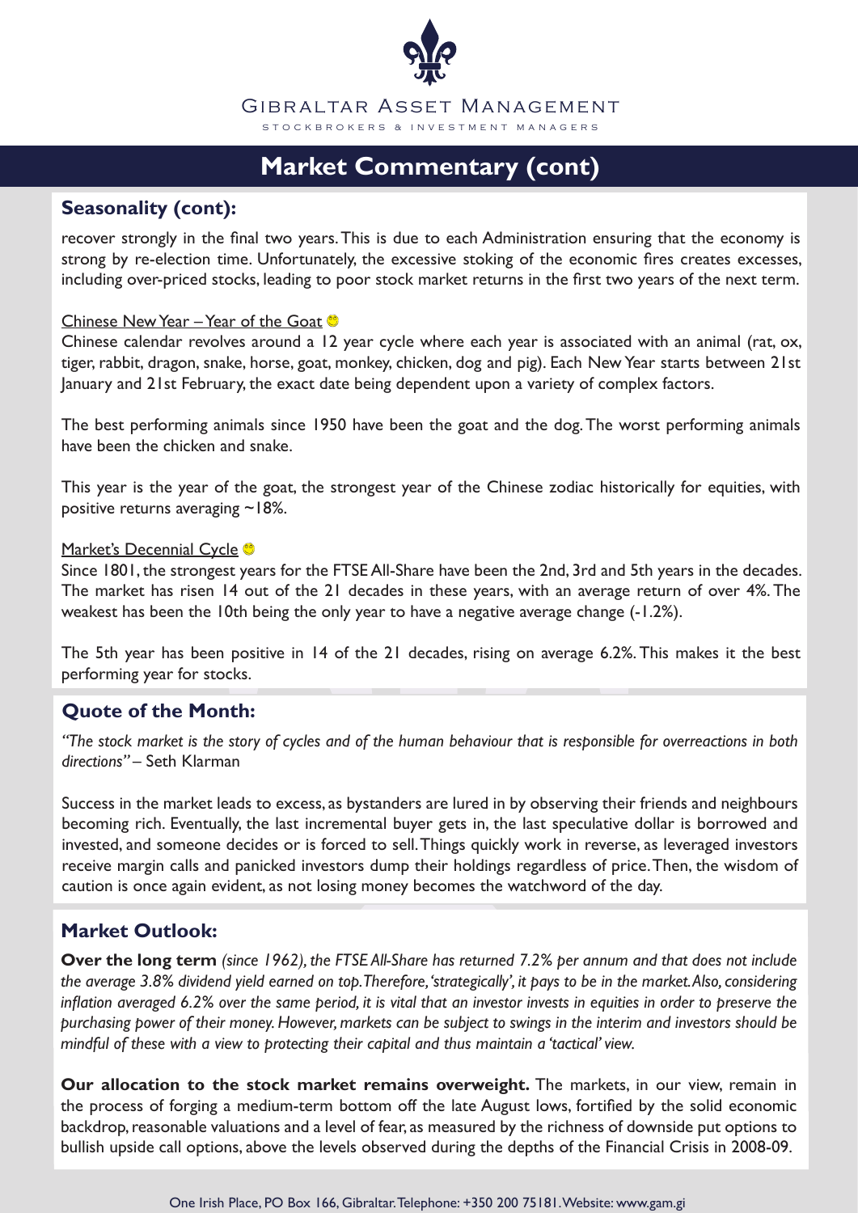# Market Commentary (cont)

## Seasonality (cont):

recover strongly in the final two years. This is due to each Administration ensuring that the economy is strong by re-election time. Unfortunately, the excessive stoking of the economic fires creates excesses, including over-priced stocks, leading to poor stock market returns in the first two years of the next term.

Chinese New Year – Year of the Goat ☺

Chinese calendar revolves around a 12 year cycle where each year is associated with an animal (rat, ox, tiger, rabbit, dragon, snake, horse, goat, monkey, chicken, dog and pig). Each New Year starts between 21st January and 21st February, the exact date being dependent upon a variety of complex factors.

The best performing animals since 1950 have been the goat and the dog. The worst performing animals have been the chicken and snake.

This year is the year of the goat, the strongest year of the Chinese zodiac historically for equities, with positive returns averaging ~18%.

Market's Decennial Cycle ☺

Since 1801, the strongest years for the FTSE All-Share have been the 2nd, 3rd and 5th years in the decades. The market has risen 14 out of the 21 decades in these years, with an average return of over 4%. The weakest has been the 10th being the only year to have a negative average change (-1.2%).

The 5th year has been positive in 14 of the 21 decades, rising on average 6.2%. This makes it the best performing year for stocks.

## Quote of the Month:

*"The stock market is the story of cycles and of the human behaviour that is responsible for overreactions in both directions"* – Seth Klarman

Success in the market leads to excess, as bystanders are lured in by observing their friends and neighbours becoming rich. Eventually, the last incremental buyer gets in, the last speculative dollar is borrowed and invested, and someone decides or is forced to sell. Things quickly work in reverse, as leveraged investors receive margin calls and panicked investors dump their holdings regardless of price. Then, the wisdom of caution is once again evident, as not losing money becomes the watchword of the day.

## Market Outlook:

**Over the long term** *(since 1962), the FTSE All-Share has returned 7.2% per annum and that does not include the average 3.8% dividend yield earned on top. Therefore, 'strategically', it pays to be in the market. Also, considering inflation averaged 6.2% over the same period, it is vital that an investor invests in equities in order to preserve the purchasing power of their money. However, markets can be subject to swings in the interim and investors should be mindful of these with a view to protecting their capital and thus maintain a 'tactical' view.*

**Our allocation to the stock market remains overweight.** The markets, in our view, remain in the process of forging a medium-term bottom off the late August lows, fortified by the solid economic backdrop, reasonable valuations and a level of fear, as measured by the richness of downside put options to bullish upside call options, above the levels observed during the depths of the Financial Crisis in 2008-09.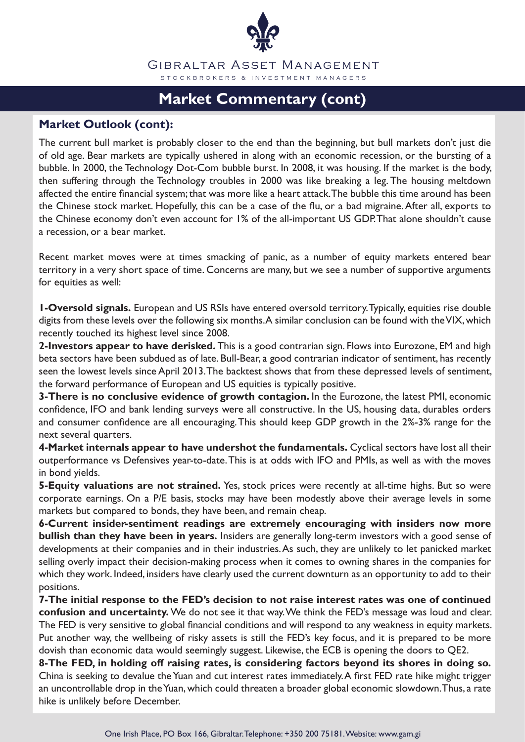## Market Commentary (cont)

### Market Outlook (cont):

The current bull market is probably closer to the end than the beginning, but bull markets don't just die of old age. Bear markets are typically ushered in along with an economic recession, or the bursting of a bubble. In 2000, the Technology Dot-Com bubble burst. In 2008, it was housing. If the market is the body, then suffering through the Technology troubles in 2000 was like breaking a leg. The housing meltdown affected the entire financial system; that was more like a heart attack. The bubble this time around has been the Chinese stock market. Hopefully, this can be a case of the flu, or a bad migraine. After all, exports to the Chinese economy don't even account for 1% of the all-important US GDP. That alone shouldn't cause a recession, or a bear market.

Recent market moves were at times smacking of panic, as a number of equity markets entered bear territory in a very short space of time. Concerns are many, but we see a number of supportive arguments for equities as well:

**1-Oversold signals.** European and US RSIs have entered oversold territory. Typically, equities rise double digits from these levels over the following six months. A similar conclusion can be found with the VIX, which recently touched its highest level since 2008.

**2-Investors appear to have derisked.** This is a good contrarian sign. Flows into Eurozone, EM and high beta sectors have been subdued as of late. Bull-Bear, a good contrarian indicator of sentiment, has recently seen the lowest levels since April 2013. The backtest shows that from these depressed levels of sentiment, the forward performance of European and US equities is typically positive.

**3-There is no conclusive evidence of growth contagion.** In the Eurozone, the latest PMI, economic confidence, IFO and bank lending surveys were all constructive. In the US, housing data, durables orders and consumer confidence are all encouraging. This should keep GDP growth in the 2%-3% range for the next several quarters.

**4-Market internals appear to have undershot the fundamentals.** Cyclical sectors have lost all their outperformance vs Defensives year-to-date. This is at odds with IFO and PMIs, as well as with the moves in bond yields.

**5-Equity valuations are not strained.** Yes, stock prices were recently at all-time highs. But so were corporate earnings. On a P/E basis, stocks may have been modestly above their average levels in some markets but compared to bonds, they have been, and remain cheap.

**6-Current insider-sentiment readings are extremely encouraging with insiders now more bullish than they have been in years.** Insiders are generally long-term investors with a good sense of developments at their companies and in their industries. As such, they are unlikely to let panicked market selling overly impact their decision-making process when it comes to owning shares in the companies for which they work. Indeed, insiders have clearly used the current downturn as an opportunity to add to their positions.

**7-The initial response to the FED's decision to not raise interest rates was one of continued confusion and uncertainty.** We do not see it that way. We think the FED's message was loud and clear. The FED is very sensitive to global financial conditions and will respond to any weakness in equity markets. Put another way, the wellbeing of risky assets is still the FED's key focus, and it is prepared to be more dovish than economic data would seemingly suggest. Likewise, the ECB is opening the doors to QE2.

**8-The FED, in holding off raising rates, is considering factors beyond its shores in doing so.** China is seeking to devalue the Yuan and cut interest rates immediately. A first FED rate hike might trigger an uncontrollable drop in the Yuan, which could threaten a broader global economic slowdown. Thus, a rate hike is unlikely before December.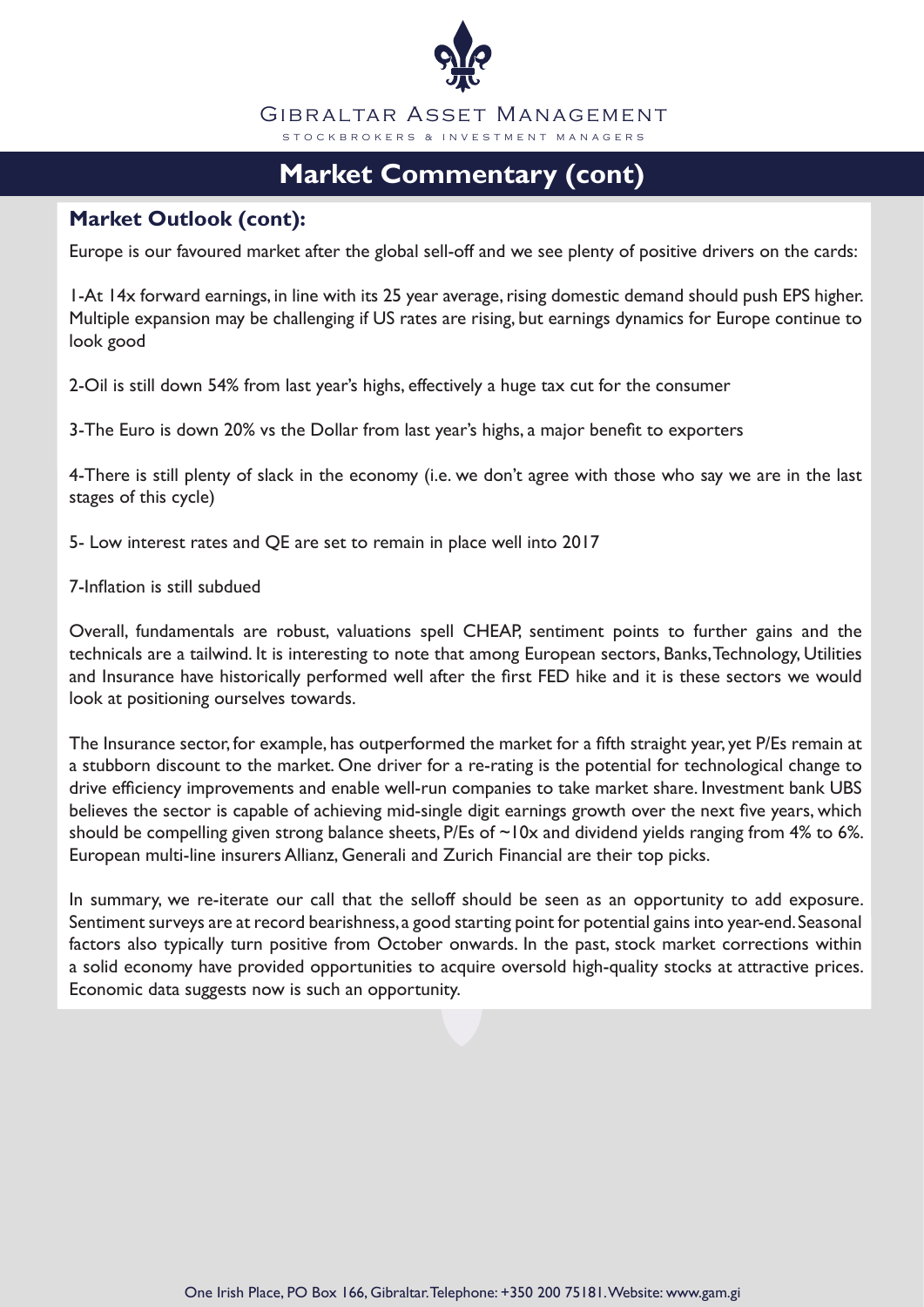# Market Commentary (cont)

## Market Outlook (cont):

Europe is our favoured market after the global sell-off and we see plenty of positive drivers on the cards:

1-At 14x forward earnings, in line with its 25 year average, rising domestic demand should push EPS higher. Multiple expansion may be challenging if US rates are rising, but earnings dynamics for Europe continue to look good

2-Oil is still down 54% from last year's highs, effectively a huge tax cut for the consumer

3-The Euro is down 20% vs the Dollar from last year's highs, a major benefit to exporters

4-There is still plenty of slack in the economy (i.e. we don't agree with those who say we are in the last stages of this cycle)

5- Low interest rates and QE are set to remain in place well into 2017

7-Inflation is still subdued

Overall, fundamentals are robust, valuations spell CHEAP, sentiment points to further gains and the technicals are a tailwind. It is interesting to note that among European sectors, Banks, Technology, Utilities and Insurance have historically performed well after the first FED hike and it is these sectors we would look at positioning ourselves towards.

The Insurance sector, for example, has outperformed the market for a fifth straight year, yet P/Es remain at a stubborn discount to the market. One driver for a re-rating is the potential for technological change to drive efficiency improvements and enable well-run companies to take market share. Investment bank UBS believes the sector is capable of achieving mid-single digit earnings growth over the next five years, which should be compelling given strong balance sheets, P/Es of ~10x and dividend yields ranging from 4% to 6%. European multi-line insurers Allianz, Generali and Zurich Financial are their top picks.

In summary, we re-iterate our call that the selloff should be seen as an opportunity to add exposure. Sentiment surveys are at record bearishness, a good starting point for potential gains into year-end. Seasonal factors also typically turn positive from October onwards. In the past, stock market corrections within a solid economy have provided opportunities to acquire oversold high-quality stocks at attractive prices. Economic data suggests now is such an opportunity.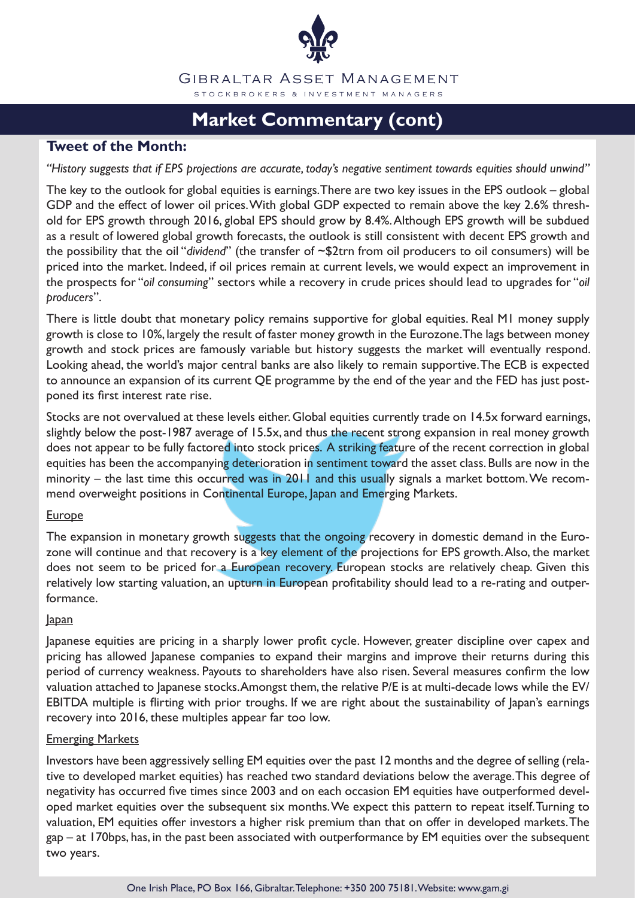# Market Commentary (cont)

## Tweet of the Month:

*"History suggests that if EPS projections are accurate, today's negative sentiment towards equities should unwind"*

The key to the outlook for global equities is earnings. There are two key issues in the EPS outlook – global GDP and the effect of lower oil prices. With global GDP expected to remain above the key 2.6% threshold for EPS growth through 2016, global EPS should grow by 8.4%. Although EPS growth will be subdued as a result of lowered global growth forecasts, the outlook is still consistent with decent EPS growth and the possibility that the oil "*dividend*" (the transfer of ~$2trn from oil producers to oil consumers) will be priced into the market. Indeed, if oil prices remain at current levels, we would expect an improvement in the prospects for "*oil consuming*" sectors while a recovery in crude prices should lead to upgrades for "*oil producers*".

There is little doubt that monetary policy remains supportive for global equities. Real M1 money supply growth is close to 10%, largely the result of faster money growth in the Eurozone. The lags between money growth and stock prices are famously variable but history suggests the market will eventually respond. Looking ahead, the world's major central banks are also likely to remain supportive. The ECB is expected to announce an expansion of its current QE programme by the end of the year and the FED has just postponed its first interest rate rise.

Stocks are not overvalued at these levels either. Global equities currently trade on 14.5x forward earnings, slightly below the post-1987 average of 15.5x, and thus the recent strong expansion in real money growth does not appear to be fully factored into stock prices. A striking feature of the recent correction in global equities has been the accompanying deterioration in sentiment toward the asset class. Bulls are now in the minority – the last time this occurred was in 2011 and this usually signals a market bottom. We recommend overweight positions in Continental Europe, Japan and Emerging Markets.

### Europe

The expansion in monetary growth suggests that the ongoing recovery in domestic demand in the Eurozone will continue and that recovery is a key element of the projections for EPS growth. Also, the market does not seem to be priced for a European recovery. European stocks are relatively cheap. Given this relatively low starting valuation, an upturn in European profitability should lead to a re-rating and outperformance.

### Japan

Japanese equities are pricing in a sharply lower profit cycle. However, greater discipline over capex and pricing has allowed Japanese companies to expand their margins and improve their returns during this period of currency weakness. Payouts to shareholders have also risen. Several measures confirm the low valuation attached to Japanese stocks. Amongst them, the relative P/E is at multi-decade lows while the EV/EBITDA multiple is flirting with prior troughs. If we are right about the sustainability of Japan's earnings recovery into 2016, these multiples appear far too low.

### Emerging Markets

Investors have been aggressively selling EM equities over the past 12 months and the degree of selling (relative to developed market equities) has reached two standard deviations below the average. This degree of negativity has occurred five times since 2003 and on each occasion EM equities have outperformed developed market equities over the subsequent six months. We expect this pattern to repeat itself. Turning to valuation, EM equities offer investors a higher risk premium than that on offer in developed markets. The gap – at 170bps, has, in the past been associated with outperformance by EM equities over the subsequent two years.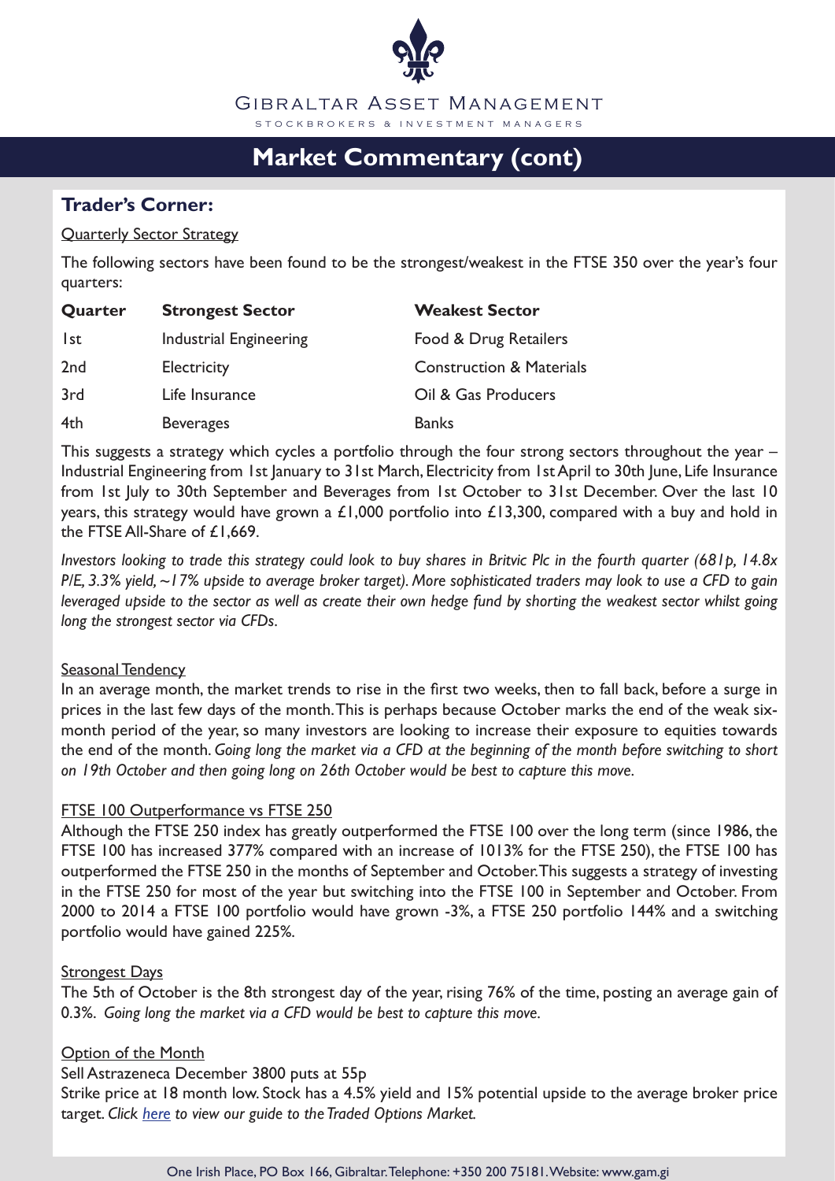# Market Commentary (cont)

## Trader's Corner:

Quarterly Sector Strategy

The following sectors have been found to be the strongest/weakest in the FTSE 350 over the year's four quarters:

| Quarter | Strongest Sector | Weakest Sector |
|---|---|---|
| 1st | Industrial Engineering | Food & Drug Retailers |
| 2nd | Electricity | Construction & Materials |
| 3rd | Life Insurance | Oil & Gas Producers |
| 4th | Beverages | Banks |

This suggests a strategy which cycles a portfolio through the four strong sectors throughout the year – Industrial Engineering from 1st January to 31st March, Electricity from 1st April to 30th June, Life Insurance from 1st July to 30th September and Beverages from 1st October to 31st December. Over the last 10 years, this strategy would have grown a £1,000 portfolio into £13,300, compared with a buy and hold in the FTSE All-Share of £1,669.

*Investors looking to trade this strategy could look to buy shares in Britvic Plc in the fourth quarter (681p, 14.8x P/E, 3.3% yield, ~17% upside to average broker target). More sophisticated traders may look to use a CFD to gain leveraged upside to the sector as well as create their own hedge fund by shorting the weakest sector whilst going long the strongest sector via CFDs.*

Seasonal Tendency

In an average month, the market trends to rise in the first two weeks, then to fall back, before a surge in prices in the last few days of the month. This is perhaps because October marks the end of the weak six-month period of the year, so many investors are looking to increase their exposure to equities towards the end of the month. *Going long the market via a CFD at the beginning of the month before switching to short on 19th October and then going long on 26th October would be best to capture this move.*

FTSE 100 Outperformance vs FTSE 250

Although the FTSE 250 index has greatly outperformed the FTSE 100 over the long term (since 1986, the FTSE 100 has increased 377% compared with an increase of 1013% for the FTSE 250), the FTSE 100 has outperformed the FTSE 250 in the months of September and October. This suggests a strategy of investing in the FTSE 250 for most of the year but switching into the FTSE 100 in September and October. From 2000 to 2014 a FTSE 100 portfolio would have grown -3%, a FTSE 250 portfolio 144% and a switching portfolio would have gained 225%.

Strongest Days

The 5th of October is the 8th strongest day of the year, rising 76% of the time, posting an average gain of 0.3%. *Going long the market via a CFD would be best to capture this move.*

Option of the Month

Sell Astrazeneca December 3800 puts at 55p

Strike price at 18 month low. Stock has a 4.5% yield and 15% potential upside to the average broker price target. *Click here to view our guide to the Traded Options Market.*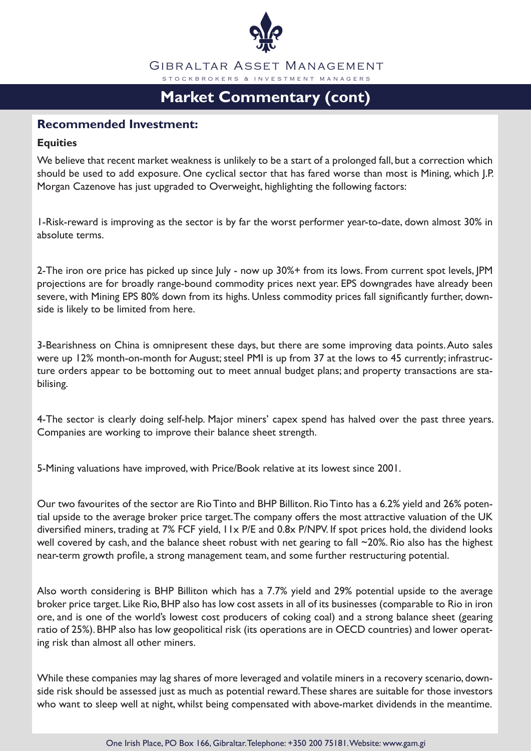Gibraltar Asset Management

Stockbrokers & Investment Managers

# Market Commentary (cont)

## Recommended Investment:

### Equities

We believe that recent market weakness is unlikely to be a start of a prolonged fall, but a correction which should be used to add exposure. One cyclical sector that has fared worse than most is Mining, which J.P. Morgan Cazenove has just upgraded to Overweight, highlighting the following factors:

1-Risk-reward is improving as the sector is by far the worst performer year-to-date, down almost 30% in absolute terms.

2-The iron ore price has picked up since July - now up 30%+ from its lows. From current spot levels, JPM projections are for broadly range-bound commodity prices next year. EPS downgrades have already been severe, with Mining EPS 80% down from its highs. Unless commodity prices fall significantly further, downside is likely to be limited from here.

3-Bearishness on China is omnipresent these days, but there are some improving data points. Auto sales were up 12% month-on-month for August; steel PMI is up from 37 at the lows to 45 currently; infrastructure orders appear to be bottoming out to meet annual budget plans; and property transactions are stabilising.

4-The sector is clearly doing self-help. Major miners' capex spend has halved over the past three years. Companies are working to improve their balance sheet strength.

5-Mining valuations have improved, with Price/Book relative at its lowest since 2001.

Our two favourites of the sector are Rio Tinto and BHP Billiton. Rio Tinto has a 6.2% yield and 26% potential upside to the average broker price target. The company offers the most attractive valuation of the UK diversified miners, trading at 7% FCF yield, 11x P/E and 0.8x P/NPV. If spot prices hold, the dividend looks well covered by cash, and the balance sheet robust with net gearing to fall ~20%. Rio also has the highest near-term growth profile, a strong management team, and some further restructuring potential.

Also worth considering is BHP Billiton which has a 7.7% yield and 29% potential upside to the average broker price target. Like Rio, BHP also has low cost assets in all of its businesses (comparable to Rio in iron ore, and is one of the world's lowest cost producers of coking coal) and a strong balance sheet (gearing ratio of 25%). BHP also has low geopolitical risk (its operations are in OECD countries) and lower operating risk than almost all other miners.

While these companies may lag shares of more leveraged and volatile miners in a recovery scenario, downside risk should be assessed just as much as potential reward. These shares are suitable for those investors who want to sleep well at night, whilst being compensated with above-market dividends in the meantime.

One Irish Place, PO Box 166, Gibraltar. Telephone: +350 200 75181. Website: www.gam.gi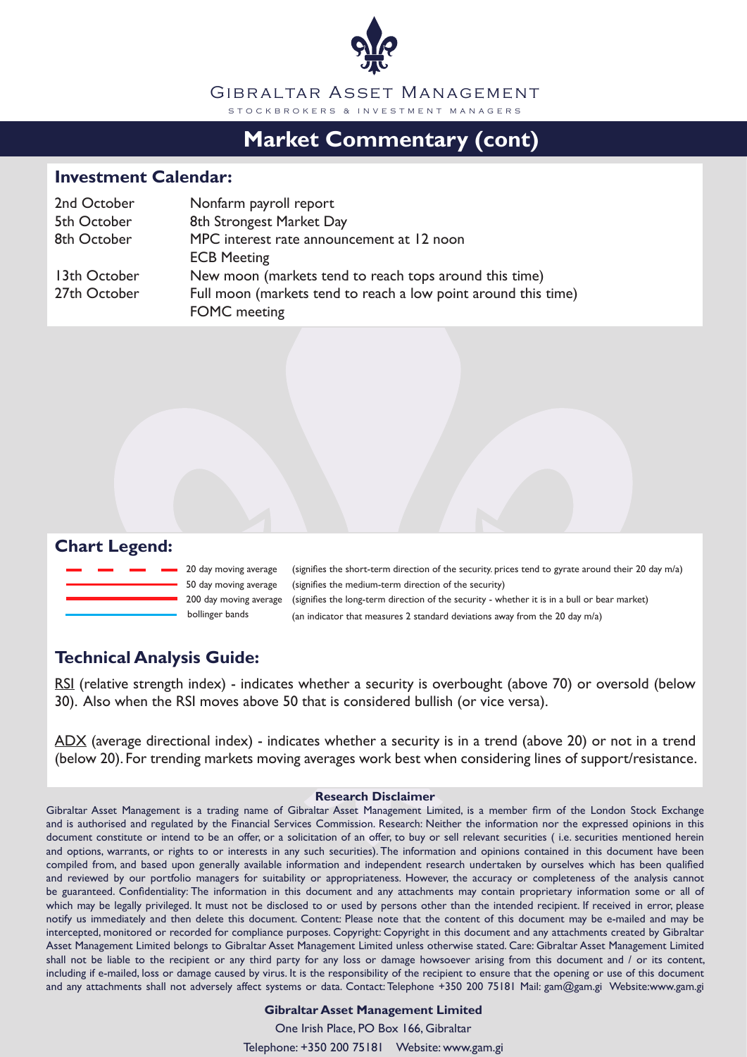# Market Commentary (cont)

## Investment Calendar:

| | |
|---|---|
| 2nd October | Nonfarm payroll report |
| 5th October | 8th Strongest Market Day |
| 8th October | MPC interest rate announcement at 12 noon |
| | ECB Meeting |
| 13th October | New moon (markets tend to reach tops around this time) |
| 27th October | Full moon (markets tend to reach a low point around this time) |
| | FOMC meeting |

## Chart Legend:

| | | |
|---|---|---|
| (red dashed line) | 20 day moving average | (signifies the short-term direction of the security. prices tend to gyrate around their 20 day m/a) |
| (red line) | 50 day moving average | (signifies the medium-term direction of the security) |
| (thick red line) | 200 day moving average | (signifies the long-term direction of the security - whether it is in a bull or bear market) |
| (blue line) | bollinger bands | (an indicator that measures 2 standard deviations away from the 20 day m/a) |

## Technical Analysis Guide:

RSI (relative strength index) - indicates whether a security is overbought (above 70) or oversold (below 30). Also when the RSI moves above 50 that is considered bullish (or vice versa).

ADX (average directional index) - indicates whether a security is in a trend (above 20) or not in a trend (below 20). For trending markets moving averages work best when considering lines of support/resistance.

**Research Disclaimer**

Gibraltar Asset Management is a trading name of Gibraltar Asset Management Limited, is a member firm of the London Stock Exchange and is authorised and regulated by the Financial Services Commission. Research: Neither the information nor the expressed opinions in this document constitute or intend to be an offer, or a solicitation of an offer, to buy or sell relevant securities ( i.e. securities mentioned herein and options, warrants, or rights to or interests in any such securities). The information and opinions contained in this document have been compiled from, and based upon generally available information and independent research undertaken by ourselves which has been qualified and reviewed by our portfolio managers for suitability or appropriateness. However, the accuracy or completeness of the analysis cannot be guaranteed. Confidentiality: The information in this document and any attachments may contain proprietary information some or all of which may be legally privileged. It must not be disclosed to or used by persons other than the intended recipient. If received in error, please notify us immediately and then delete this document. Content: Please note that the content of this document may be e-mailed and may be intercepted, monitored or recorded for compliance purposes. Copyright: Copyright in this document and any attachments created by Gibraltar Asset Management Limited belongs to Gibraltar Asset Management Limited unless otherwise stated. Care: Gibraltar Asset Management Limited shall not be liable to the recipient or any third party for any loss or damage howsoever arising from this document and / or its content, including if e-mailed, loss or damage caused by virus. It is the responsibility of the recipient to ensure that the opening or use of this document and any attachments shall not adversely affect systems or data. Contact: Telephone +350 200 75181 Mail: gam@gam.gi Website:www.gam.gi

**Gibraltar Asset Management Limited**

One Irish Place, PO Box 166, Gibraltar

Telephone: +350 200 75181 Website: www.gam.gi